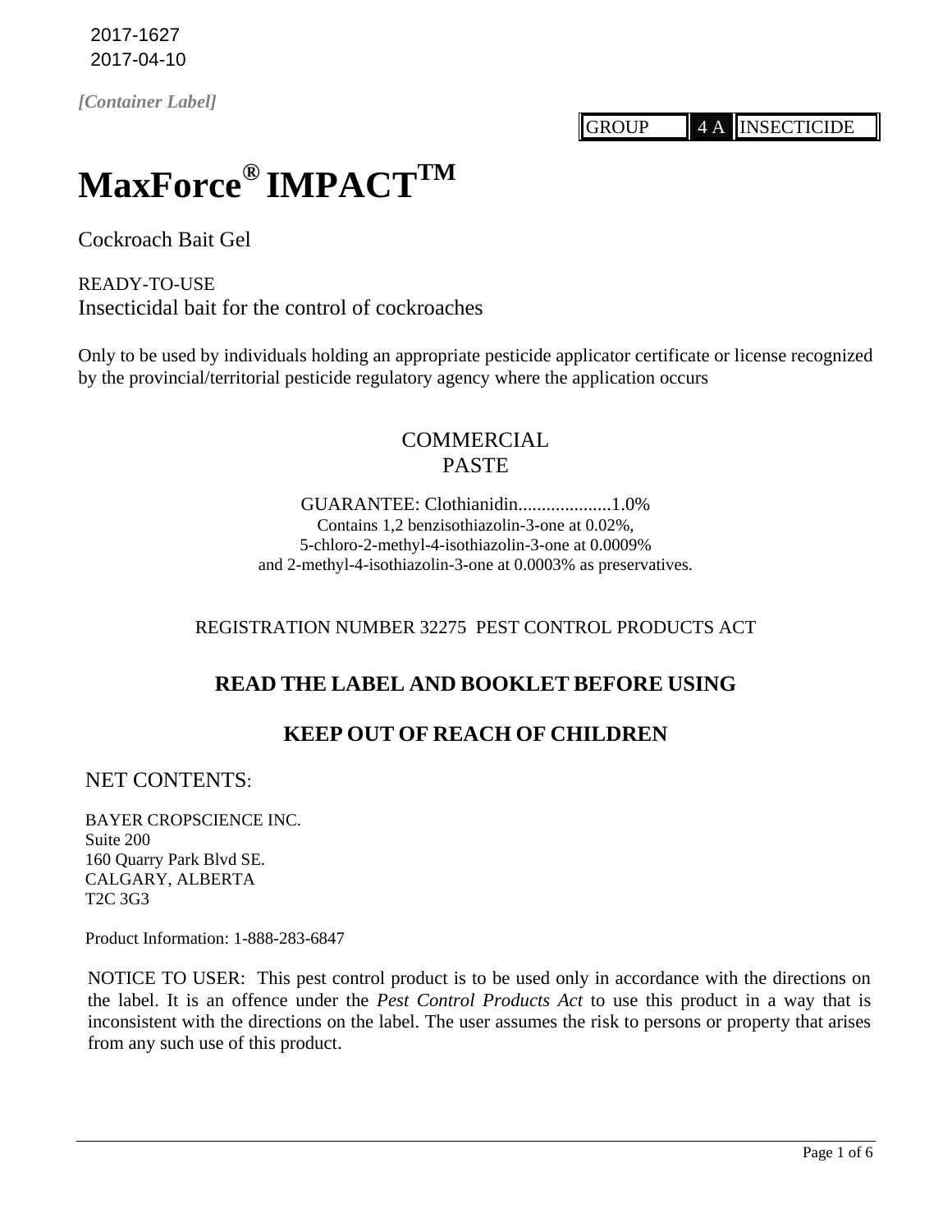2017-1627
2017-04-10

*[Container Label]*

| GROUP | 4 A | INSECTICIDE |
| --- | --- | --- |

# MaxForce® IMPACT™

Cockroach Bait Gel

READY-TO-USE
Insecticidal bait for the control of cockroaches

Only to be used by individuals holding an appropriate pesticide applicator certificate or license recognized by the provincial/territorial pesticide regulatory agency where the application occurs

COMMERCIAL
PASTE

GUARANTEE: Clothianidin....................1.0%
Contains 1,2 benzisothiazolin-3-one at 0.02%,
5-chloro-2-methyl-4-isothiazolin-3-one at 0.0009%
and 2-methyl-4-isothiazolin-3-one at 0.0003% as preservatives.

REGISTRATION NUMBER 32275 PEST CONTROL PRODUCTS ACT

## READ THE LABEL AND BOOKLET BEFORE USING

## KEEP OUT OF REACH OF CHILDREN

NET CONTENTS:

BAYER CROPSCIENCE INC.
Suite 200
160 Quarry Park Blvd SE.
CALGARY, ALBERTA
T2C 3G3

Product Information: 1-888-283-6847

NOTICE TO USER: This pest control product is to be used only in accordance with the directions on the label. It is an offence under the *Pest Control Products Act* to use this product in a way that is inconsistent with the directions on the label. The user assumes the risk to persons or property that arises from any such use of this product.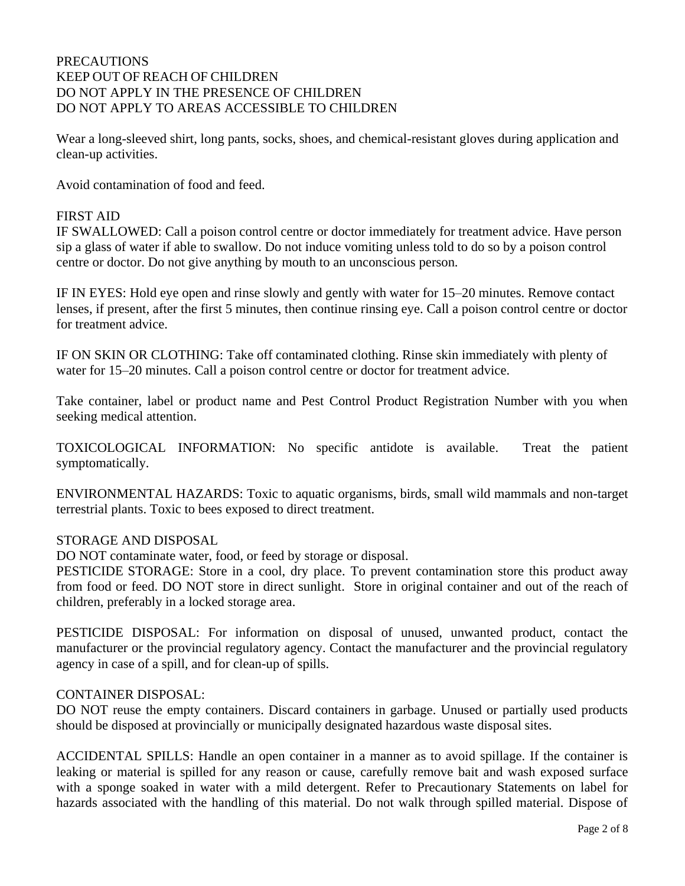## PRECAUTIONS

KEEP OUT OF REACH OF CHILDREN
DO NOT APPLY IN THE PRESENCE OF CHILDREN
DO NOT APPLY TO AREAS ACCESSIBLE TO CHILDREN

Wear a long-sleeved shirt, long pants, socks, shoes, and chemical-resistant gloves during application and clean-up activities.

Avoid contamination of food and feed.

## FIRST AID

IF SWALLOWED: Call a poison control centre or doctor immediately for treatment advice. Have person sip a glass of water if able to swallow. Do not induce vomiting unless told to do so by a poison control centre or doctor. Do not give anything by mouth to an unconscious person.

IF IN EYES: Hold eye open and rinse slowly and gently with water for 15–20 minutes. Remove contact lenses, if present, after the first 5 minutes, then continue rinsing eye. Call a poison control centre or doctor for treatment advice.

IF ON SKIN OR CLOTHING: Take off contaminated clothing. Rinse skin immediately with plenty of water for 15–20 minutes. Call a poison control centre or doctor for treatment advice.

Take container, label or product name and Pest Control Product Registration Number with you when seeking medical attention.

TOXICOLOGICAL INFORMATION: No specific antidote is available. Treat the patient symptomatically.

ENVIRONMENTAL HAZARDS: Toxic to aquatic organisms, birds, small wild mammals and non-target terrestrial plants. Toxic to bees exposed to direct treatment.

## STORAGE AND DISPOSAL

DO NOT contaminate water, food, or feed by storage or disposal.

PESTICIDE STORAGE: Store in a cool, dry place. To prevent contamination store this product away from food or feed. DO NOT store in direct sunlight. Store in original container and out of the reach of children, preferably in a locked storage area.

PESTICIDE DISPOSAL: For information on disposal of unused, unwanted product, contact the manufacturer or the provincial regulatory agency. Contact the manufacturer and the provincial regulatory agency in case of a spill, and for clean-up of spills.

CONTAINER DISPOSAL:
DO NOT reuse the empty containers. Discard containers in garbage. Unused or partially used products should be disposed at provincially or municipally designated hazardous waste disposal sites.

ACCIDENTAL SPILLS: Handle an open container in a manner as to avoid spillage. If the container is leaking or material is spilled for any reason or cause, carefully remove bait and wash exposed surface with a sponge soaked in water with a mild detergent. Refer to Precautionary Statements on label for hazards associated with the handling of this material. Do not walk through spilled material. Dispose of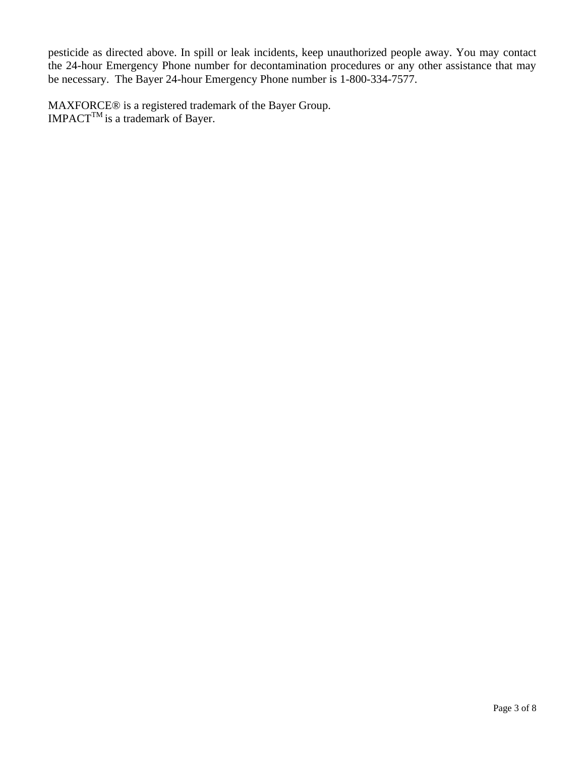pesticide as directed above. In spill or leak incidents, keep unauthorized people away. You may contact the 24-hour Emergency Phone number for decontamination procedures or any other assistance that may be necessary. The Bayer 24-hour Emergency Phone number is 1-800-334-7577.

MAXFORCE® is a registered trademark of the Bayer Group.
IMPACT™ is a trademark of Bayer.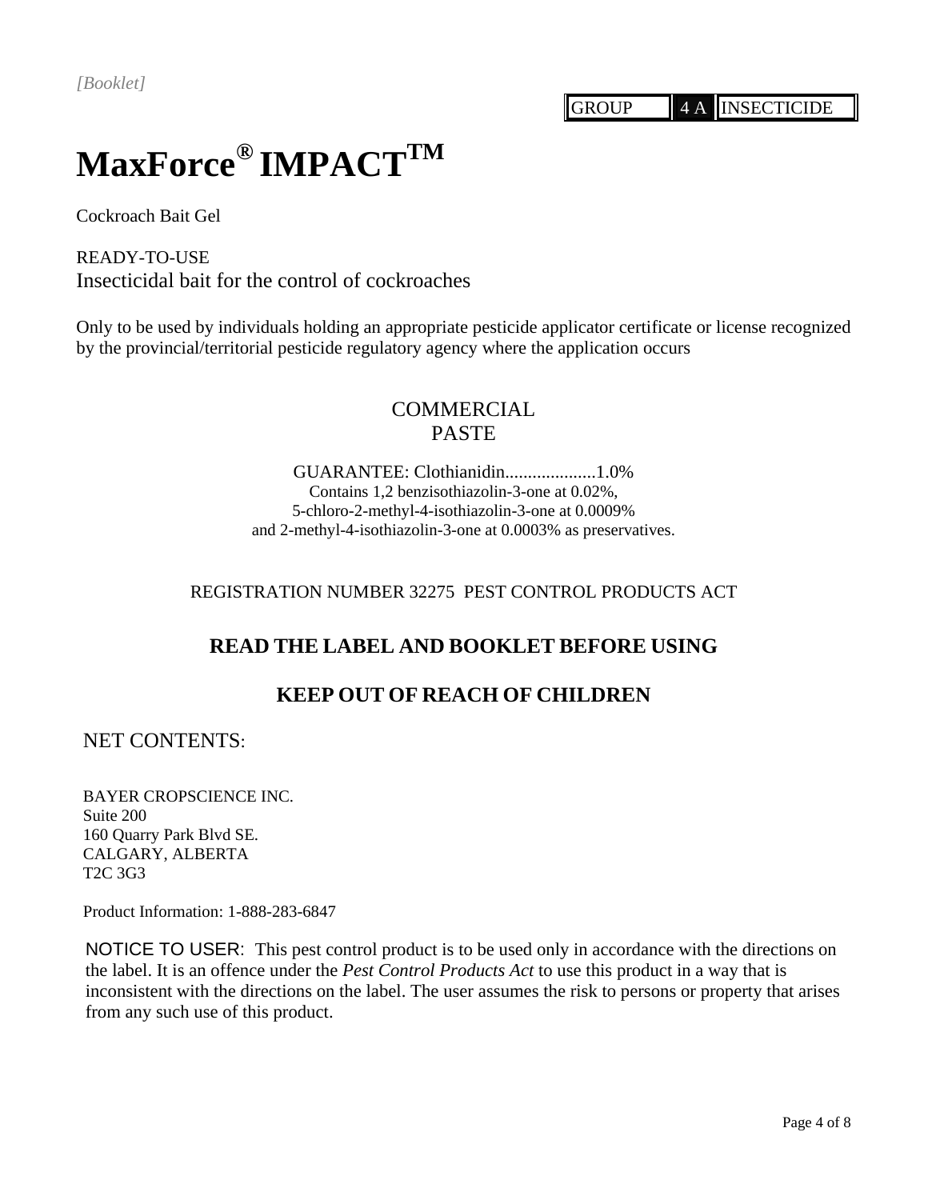*[Booklet]*

| GROUP | 4 A | INSECTICIDE |
|---|---|---|

# MaxForce® IMPACT™

Cockroach Bait Gel

READY-TO-USE
Insecticidal bait for the control of cockroaches

Only to be used by individuals holding an appropriate pesticide applicator certificate or license recognized by the provincial/territorial pesticide regulatory agency where the application occurs

COMMERCIAL
PASTE

GUARANTEE: Clothianidin....................1.0%
Contains 1,2 benzisothiazolin-3-one at 0.02%,
5-chloro-2-methyl-4-isothiazolin-3-one at 0.0009%
and 2-methyl-4-isothiazolin-3-one at 0.0003% as preservatives.

REGISTRATION NUMBER 32275 PEST CONTROL PRODUCTS ACT

**READ THE LABEL AND BOOKLET BEFORE USING**

**KEEP OUT OF REACH OF CHILDREN**

NET CONTENTS:

BAYER CROPSCIENCE INC.
Suite 200
160 Quarry Park Blvd SE.
CALGARY, ALBERTA
T2C 3G3

Product Information: 1-888-283-6847

NOTICE TO USER: This pest control product is to be used only in accordance with the directions on the label. It is an offence under the *Pest Control Products Act* to use this product in a way that is inconsistent with the directions on the label. The user assumes the risk to persons or property that arises from any such use of this product.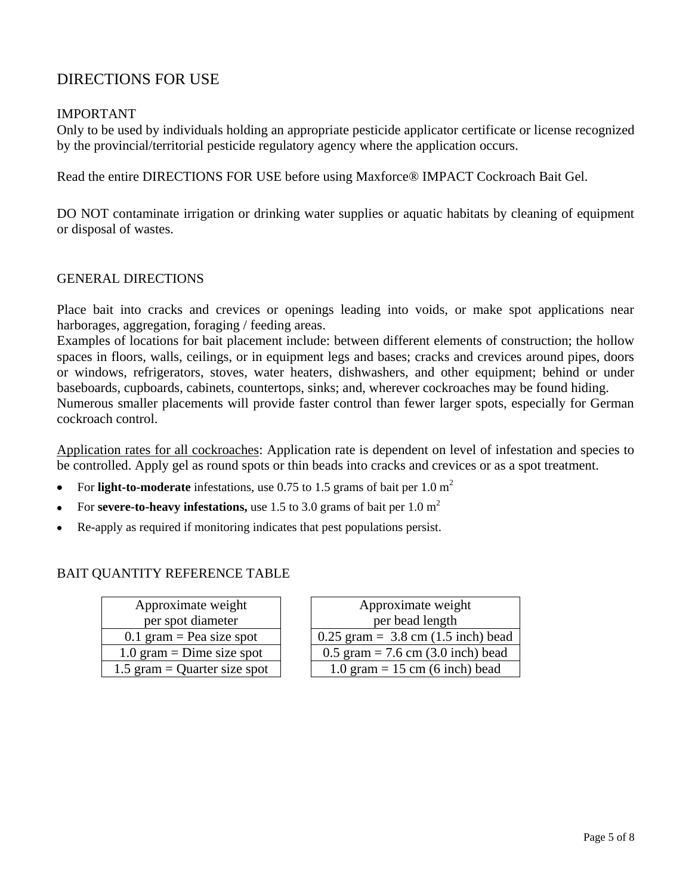# DIRECTIONS FOR USE

## IMPORTANT

Only to be used by individuals holding an appropriate pesticide applicator certificate or license recognized by the provincial/territorial pesticide regulatory agency where the application occurs.

Read the entire DIRECTIONS FOR USE before using Maxforce® IMPACT Cockroach Bait Gel.

DO NOT contaminate irrigation or drinking water supplies or aquatic habitats by cleaning of equipment or disposal of wastes.

## GENERAL DIRECTIONS

Place bait into cracks and crevices or openings leading into voids, or make spot applications near harborages, aggregation, foraging / feeding areas.

Examples of locations for bait placement include: between different elements of construction; the hollow spaces in floors, walls, ceilings, or in equipment legs and bases; cracks and crevices around pipes, doors or windows, refrigerators, stoves, water heaters, dishwashers, and other equipment; behind or under baseboards, cupboards, cabinets, countertops, sinks; and, wherever cockroaches may be found hiding.

Numerous smaller placements will provide faster control than fewer larger spots, especially for German cockroach control.

Application rates for all cockroaches: Application rate is dependent on level of infestation and species to be controlled. Apply gel as round spots or thin beads into cracks and crevices or as a spot treatment.

- For **light-to-moderate** infestations, use 0.75 to 1.5 grams of bait per 1.0 $m^2$
- For **severe-to-heavy infestations,** use 1.5 to 3.0 grams of bait per 1.0 $m^2$
- Re-apply as required if monitoring indicates that pest populations persist.

## BAIT QUANTITY REFERENCE TABLE

| Approximate weight per spot diameter |
|---|
| 0.1 gram = Pea size spot |
| 1.0 gram = Dime size spot |
| 1.5 gram = Quarter size spot |

| Approximate weight per bead length |
|---|
| 0.25 gram = 3.8 cm (1.5 inch) bead |
| 0.5 gram = 7.6 cm (3.0 inch) bead |
| 1.0 gram = 15 cm (6 inch) bead |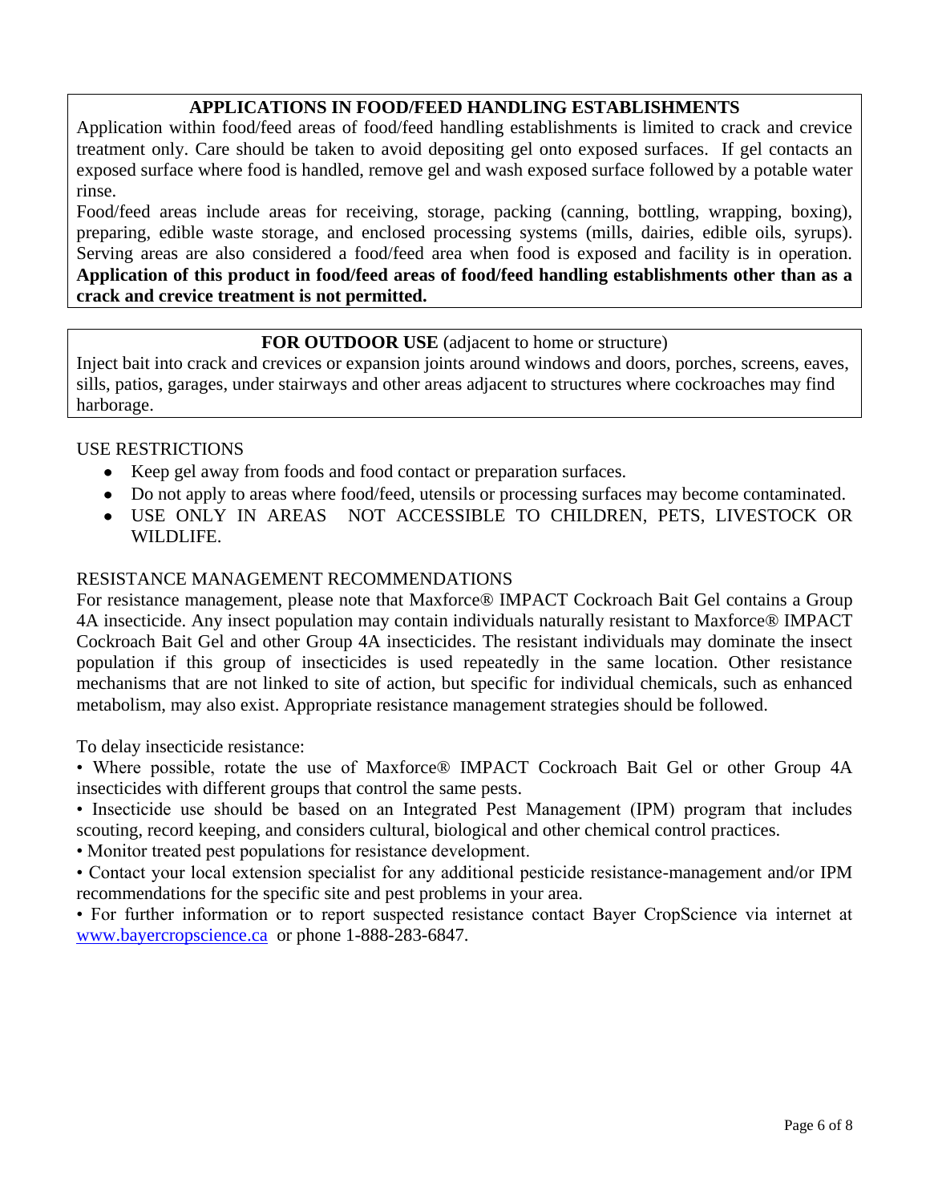## APPLICATIONS IN FOOD/FEED HANDLING ESTABLISHMENTS

Application within food/feed areas of food/feed handling establishments is limited to crack and crevice treatment only. Care should be taken to avoid depositing gel onto exposed surfaces. If gel contacts an exposed surface where food is handled, remove gel and wash exposed surface followed by a potable water rinse.

Food/feed areas include areas for receiving, storage, packing (canning, bottling, wrapping, boxing), preparing, edible waste storage, and enclosed processing systems (mills, dairies, edible oils, syrups). Serving areas are also considered a food/feed area when food is exposed and facility is in operation. **Application of this product in food/feed areas of food/feed handling establishments other than as a crack and crevice treatment is not permitted.**

## FOR OUTDOOR USE (adjacent to home or structure)

Inject bait into crack and crevices or expansion joints around windows and doors, porches, screens, eaves, sills, patios, garages, under stairways and other areas adjacent to structures where cockroaches may find harborage.

USE RESTRICTIONS

- Keep gel away from foods and food contact or preparation surfaces.
- Do not apply to areas where food/feed, utensils or processing surfaces may become contaminated.
- USE ONLY IN AREAS NOT ACCESSIBLE TO CHILDREN, PETS, LIVESTOCK OR WILDLIFE.

RESISTANCE MANAGEMENT RECOMMENDATIONS

For resistance management, please note that Maxforce® IMPACT Cockroach Bait Gel contains a Group 4A insecticide. Any insect population may contain individuals naturally resistant to Maxforce® IMPACT Cockroach Bait Gel and other Group 4A insecticides. The resistant individuals may dominate the insect population if this group of insecticides is used repeatedly in the same location. Other resistance mechanisms that are not linked to site of action, but specific for individual chemicals, such as enhanced metabolism, may also exist. Appropriate resistance management strategies should be followed.

To delay insecticide resistance:

- Where possible, rotate the use of Maxforce® IMPACT Cockroach Bait Gel or other Group 4A insecticides with different groups that control the same pests.
- Insecticide use should be based on an Integrated Pest Management (IPM) program that includes scouting, record keeping, and considers cultural, biological and other chemical control practices.
- Monitor treated pest populations for resistance development.
- Contact your local extension specialist for any additional pesticide resistance-management and/or IPM recommendations for the specific site and pest problems in your area.
- For further information or to report suspected resistance contact Bayer CropScience via internet at www.bayercropscience.ca or phone 1-888-283-6847.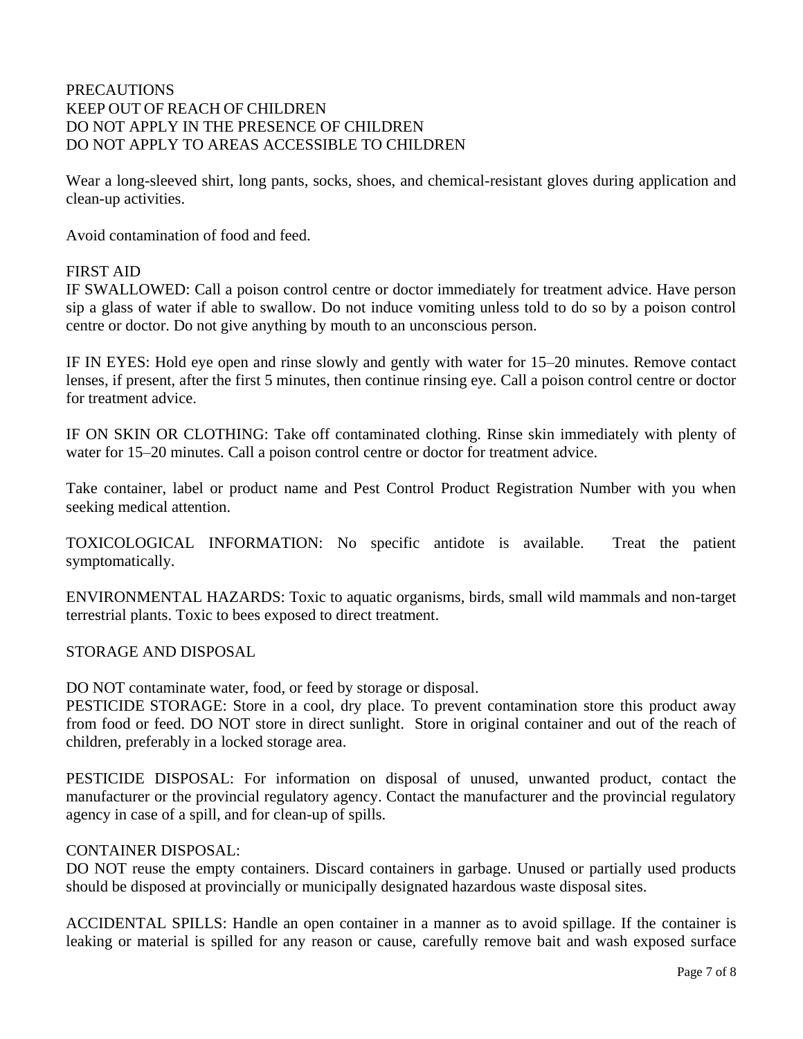PRECAUTIONS
KEEP OUT OF REACH OF CHILDREN
DO NOT APPLY IN THE PRESENCE OF CHILDREN
DO NOT APPLY TO AREAS ACCESSIBLE TO CHILDREN

Wear a long-sleeved shirt, long pants, socks, shoes, and chemical-resistant gloves during application and clean-up activities.

Avoid contamination of food and feed.

FIRST AID
IF SWALLOWED: Call a poison control centre or doctor immediately for treatment advice. Have person sip a glass of water if able to swallow. Do not induce vomiting unless told to do so by a poison control centre or doctor. Do not give anything by mouth to an unconscious person.

IF IN EYES: Hold eye open and rinse slowly and gently with water for 15–20 minutes. Remove contact lenses, if present, after the first 5 minutes, then continue rinsing eye. Call a poison control centre or doctor for treatment advice.

IF ON SKIN OR CLOTHING: Take off contaminated clothing. Rinse skin immediately with plenty of water for 15–20 minutes. Call a poison control centre or doctor for treatment advice.

Take container, label or product name and Pest Control Product Registration Number with you when seeking medical attention.

TOXICOLOGICAL INFORMATION: No specific antidote is available. Treat the patient symptomatically.

ENVIRONMENTAL HAZARDS: Toxic to aquatic organisms, birds, small wild mammals and non-target terrestrial plants. Toxic to bees exposed to direct treatment.

STORAGE AND DISPOSAL

DO NOT contaminate water, food, or feed by storage or disposal.
PESTICIDE STORAGE: Store in a cool, dry place. To prevent contamination store this product away from food or feed. DO NOT store in direct sunlight. Store in original container and out of the reach of children, preferably in a locked storage area.

PESTICIDE DISPOSAL: For information on disposal of unused, unwanted product, contact the manufacturer or the provincial regulatory agency. Contact the manufacturer and the provincial regulatory agency in case of a spill, and for clean-up of spills.

CONTAINER DISPOSAL:
DO NOT reuse the empty containers. Discard containers in garbage. Unused or partially used products should be disposed at provincially or municipally designated hazardous waste disposal sites.

ACCIDENTAL SPILLS: Handle an open container in a manner as to avoid spillage. If the container is leaking or material is spilled for any reason or cause, carefully remove bait and wash exposed surface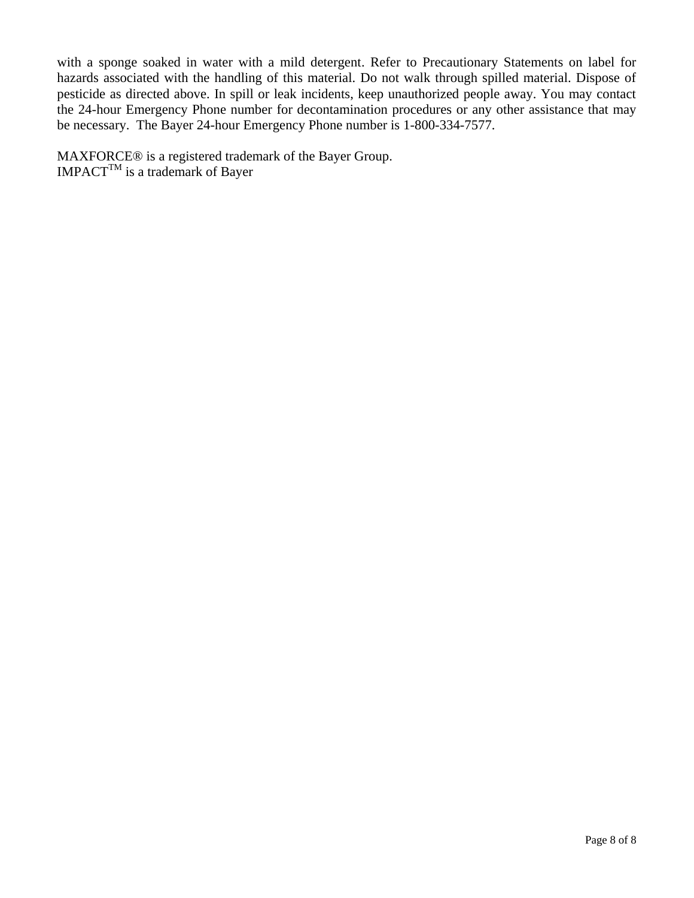with a sponge soaked in water with a mild detergent. Refer to Precautionary Statements on label for hazards associated with the handling of this material. Do not walk through spilled material. Dispose of pesticide as directed above. In spill or leak incidents, keep unauthorized people away. You may contact the 24-hour Emergency Phone number for decontamination procedures or any other assistance that may be necessary. The Bayer 24-hour Emergency Phone number is 1-800-334-7577.

MAXFORCE® is a registered trademark of the Bayer Group.
IMPACT™ is a trademark of Bayer